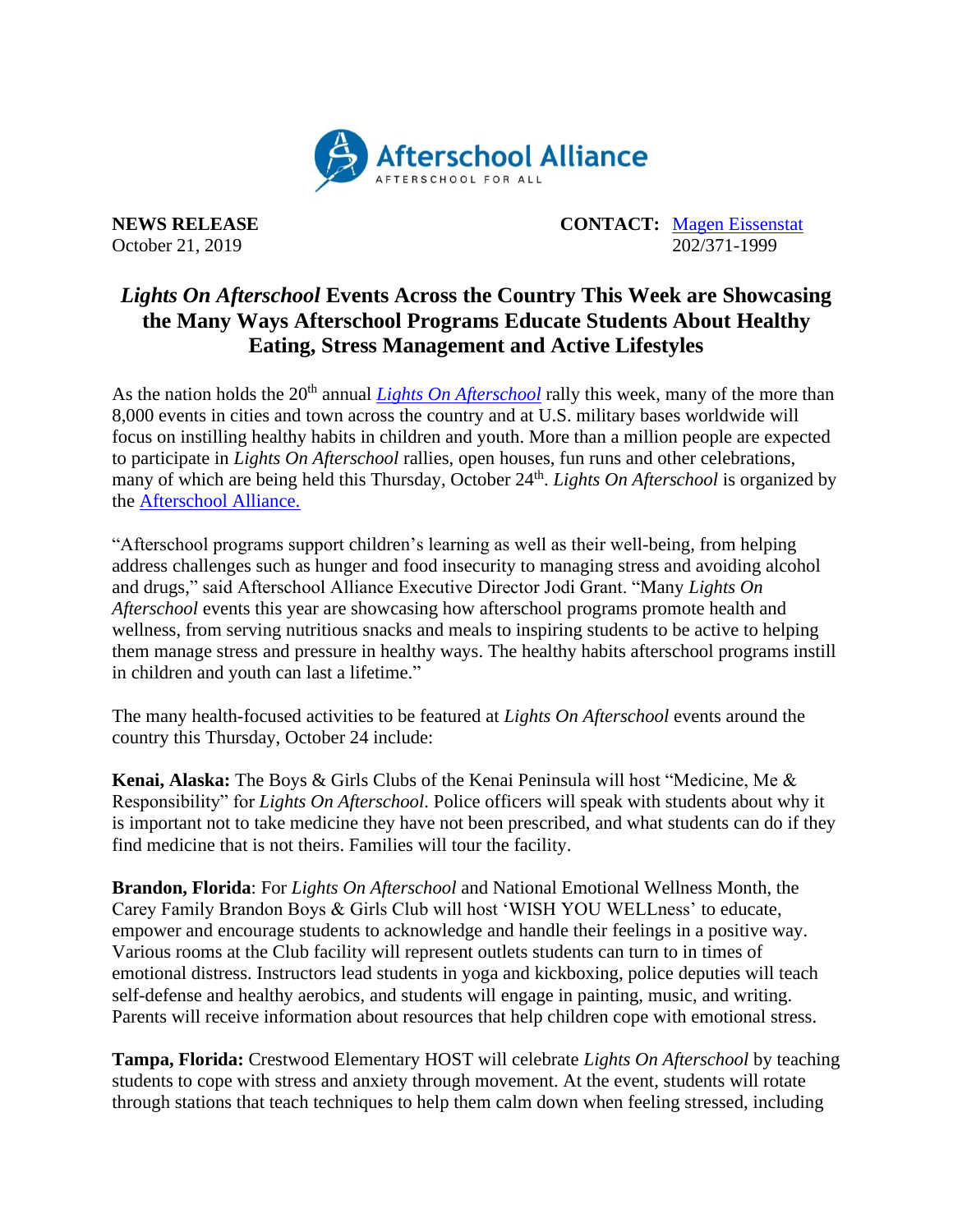Afterschool Alliance
AFTERSCHOOL FOR ALL

**NEWS RELEASE**
October 21, 2019

**CONTACT:** [Magen Eissenstat](mailto:)
202/371-1999

# *Lights On Afterschool* Events Across the Country This Week are Showcasing the Many Ways Afterschool Programs Educate Students About Healthy Eating, Stress Management and Active Lifestyles

As the nation holds the 20th annual *Lights On Afterschool* rally this week, many of the more than 8,000 events in cities and town across the country and at U.S. military bases worldwide will focus on instilling healthy habits in children and youth. More than a million people are expected to participate in *Lights On Afterschool* rallies, open houses, fun runs and other celebrations, many of which are being held this Thursday, October 24th. *Lights On Afterschool* is organized by the Afterschool Alliance.

"Afterschool programs support children's learning as well as their well-being, from helping address challenges such as hunger and food insecurity to managing stress and avoiding alcohol and drugs," said Afterschool Alliance Executive Director Jodi Grant. "Many *Lights On Afterschool* events this year are showcasing how afterschool programs promote health and wellness, from serving nutritious snacks and meals to inspiring students to be active to helping them manage stress and pressure in healthy ways. The healthy habits afterschool programs instill in children and youth can last a lifetime."

The many health-focused activities to be featured at *Lights On Afterschool* events around the country this Thursday, October 24 include:

**Kenai, Alaska:** The Boys & Girls Clubs of the Kenai Peninsula will host "Medicine, Me & Responsibility" for *Lights On Afterschool*. Police officers will speak with students about why it is important not to take medicine they have not been prescribed, and what students can do if they find medicine that is not theirs. Families will tour the facility.

**Brandon, Florida**: For *Lights On Afterschool* and National Emotional Wellness Month, the Carey Family Brandon Boys & Girls Club will host 'WISH YOU WELLness' to educate, empower and encourage students to acknowledge and handle their feelings in a positive way. Various rooms at the Club facility will represent outlets students can turn to in times of emotional distress. Instructors lead students in yoga and kickboxing, police deputies will teach self-defense and healthy aerobics, and students will engage in painting, music, and writing. Parents will receive information about resources that help children cope with emotional stress.

**Tampa, Florida:** Crestwood Elementary HOST will celebrate *Lights On Afterschool* by teaching students to cope with stress and anxiety through movement. At the event, students will rotate through stations that teach techniques to help them calm down when feeling stressed, including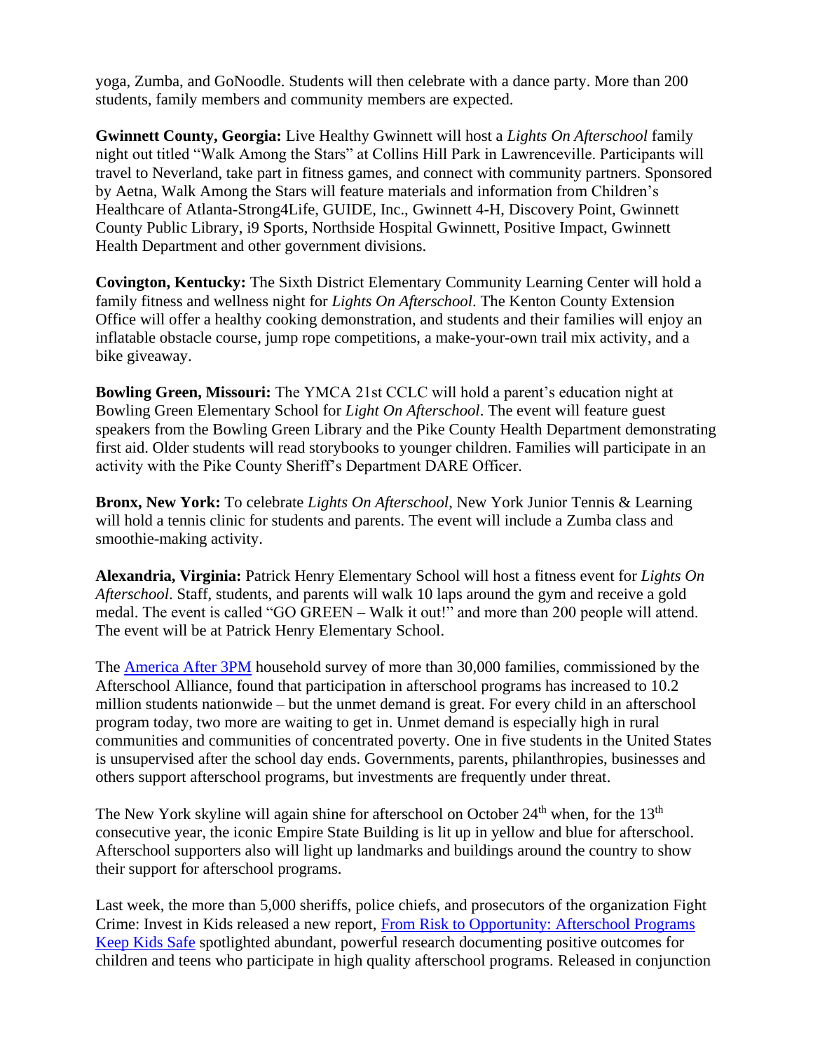yoga, Zumba, and GoNoodle. Students will then celebrate with a dance party. More than 200 students, family members and community members are expected.

**Gwinnett County, Georgia:** Live Healthy Gwinnett will host a *Lights On Afterschool* family night out titled "Walk Among the Stars" at Collins Hill Park in Lawrenceville. Participants will travel to Neverland, take part in fitness games, and connect with community partners. Sponsored by Aetna, Walk Among the Stars will feature materials and information from Children's Healthcare of Atlanta-Strong4Life, GUIDE, Inc., Gwinnett 4-H, Discovery Point, Gwinnett County Public Library, i9 Sports, Northside Hospital Gwinnett, Positive Impact, Gwinnett Health Department and other government divisions.

**Covington, Kentucky:** The Sixth District Elementary Community Learning Center will hold a family fitness and wellness night for *Lights On Afterschool*. The Kenton County Extension Office will offer a healthy cooking demonstration, and students and their families will enjoy an inflatable obstacle course, jump rope competitions, a make-your-own trail mix activity, and a bike giveaway.

**Bowling Green, Missouri:** The YMCA 21st CCLC will hold a parent's education night at Bowling Green Elementary School for *Light On Afterschool*. The event will feature guest speakers from the Bowling Green Library and the Pike County Health Department demonstrating first aid. Older students will read storybooks to younger children. Families will participate in an activity with the Pike County Sheriff's Department DARE Officer.

**Bronx, New York:** To celebrate *Lights On Afterschool*, New York Junior Tennis & Learning will hold a tennis clinic for students and parents. The event will include a Zumba class and smoothie-making activity.

**Alexandria, Virginia:** Patrick Henry Elementary School will host a fitness event for *Lights On Afterschool*. Staff, students, and parents will walk 10 laps around the gym and receive a gold medal. The event is called "GO GREEN – Walk it out!" and more than 200 people will attend. The event will be at Patrick Henry Elementary School.

The [America After 3PM] household survey of more than 30,000 families, commissioned by the Afterschool Alliance, found that participation in afterschool programs has increased to 10.2 million students nationwide – but the unmet demand is great. For every child in an afterschool program today, two more are waiting to get in. Unmet demand is especially high in rural communities and communities of concentrated poverty. One in five students in the United States is unsupervised after the school day ends. Governments, parents, philanthropies, businesses and others support afterschool programs, but investments are frequently under threat.

The New York skyline will again shine for afterschool on October 24th when, for the 13th consecutive year, the iconic Empire State Building is lit up in yellow and blue for afterschool. Afterschool supporters also will light up landmarks and buildings around the country to show their support for afterschool programs.

Last week, the more than 5,000 sheriffs, police chiefs, and prosecutors of the organization Fight Crime: Invest in Kids released a new report, [From Risk to Opportunity: Afterschool Programs Keep Kids Safe] spotlighted abundant, powerful research documenting positive outcomes for children and teens who participate in high quality afterschool programs. Released in conjunction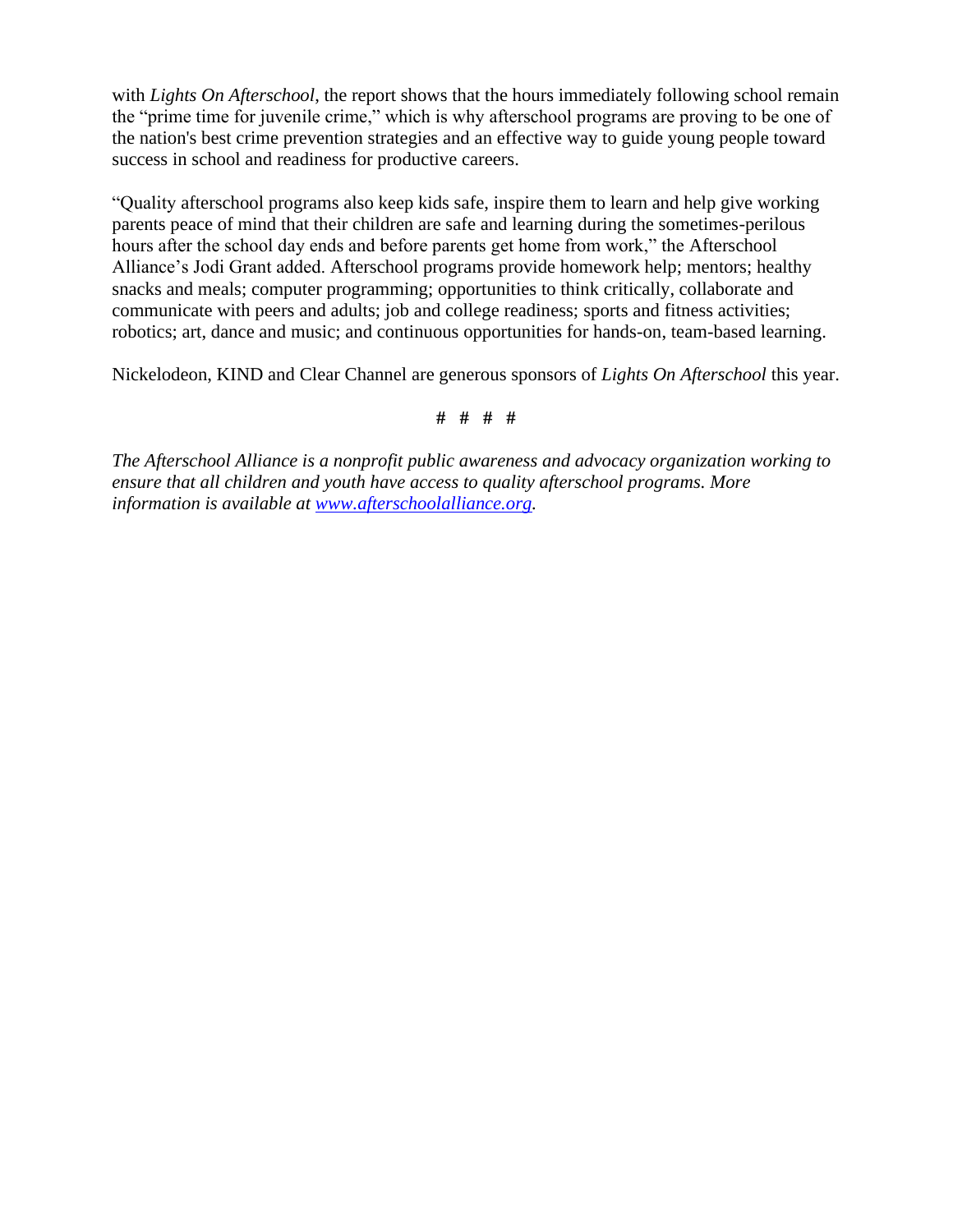with *Lights On Afterschool*, the report shows that the hours immediately following school remain the "prime time for juvenile crime," which is why afterschool programs are proving to be one of the nation's best crime prevention strategies and an effective way to guide young people toward success in school and readiness for productive careers.

"Quality afterschool programs also keep kids safe, inspire them to learn and help give working parents peace of mind that their children are safe and learning during the sometimes-perilous hours after the school day ends and before parents get home from work," the Afterschool Alliance's Jodi Grant added. Afterschool programs provide homework help; mentors; healthy snacks and meals; computer programming; opportunities to think critically, collaborate and communicate with peers and adults; job and college readiness; sports and fitness activities; robotics; art, dance and music; and continuous opportunities for hands-on, team-based learning.

Nickelodeon, KIND and Clear Channel are generous sponsors of *Lights On Afterschool* this year.

# # # #

*The Afterschool Alliance is a nonprofit public awareness and advocacy organization working to ensure that all children and youth have access to quality afterschool programs. More information is available at [www.afterschoolalliance.org](http://www.afterschoolalliance.org).*